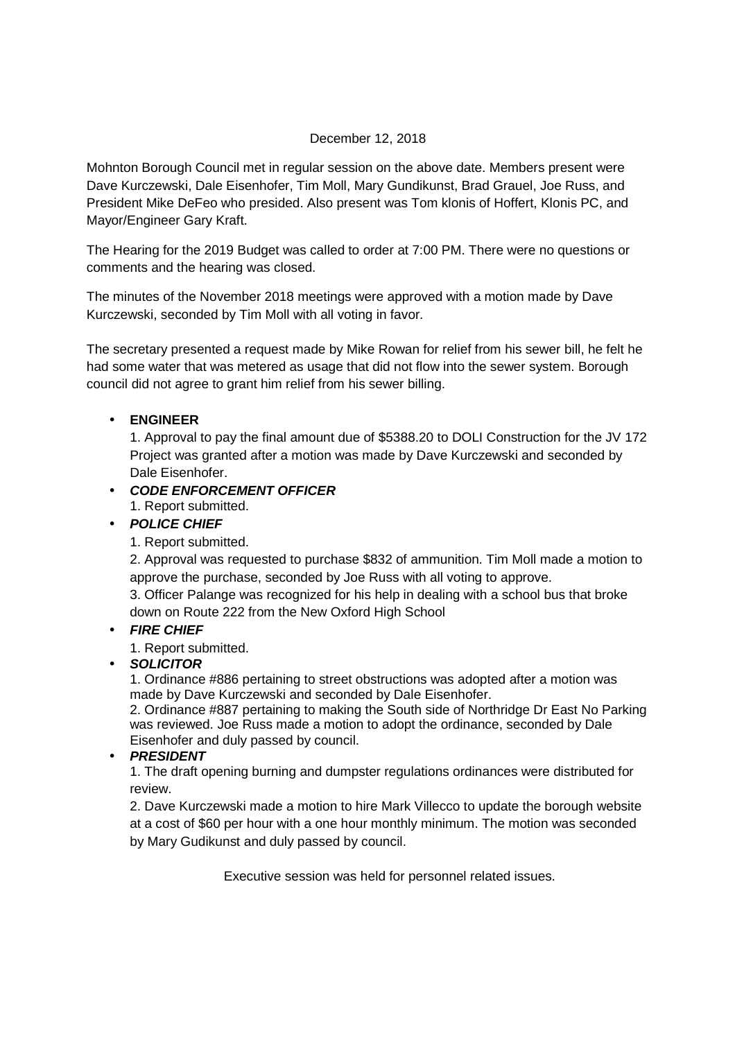December 12, 2018

Mohnton Borough Council met in regular session on the above date. Members present were Dave Kurczewski, Dale Eisenhofer, Tim Moll, Mary Gundikunst, Brad Grauel, Joe Russ, and President Mike DeFeo who presided. Also present was Tom klonis of Hoffert, Klonis PC, and Mayor/Engineer Gary Kraft.

The Hearing for the 2019 Budget was called to order at 7:00 PM. There were no questions or comments and the hearing was closed.

The minutes of the November 2018 meetings were approved with a motion made by Dave Kurczewski, seconded by Tim Moll with all voting in favor.

The secretary presented a request made by Mike Rowan for relief from his sewer bill, he felt he had some water that was metered as usage that did not flow into the sewer system. Borough council did not agree to grant him relief from his sewer billing.

- **ENGINEER**
  1. Approval to pay the final amount due of $5388.20 to DOLI Construction for the JV 172 Project was granted after a motion was made by Dave Kurczewski and seconded by Dale Eisenhofer.
- ***CODE ENFORCEMENT OFFICER***
  1. Report submitted.
- ***POLICE CHIEF***
  1. Report submitted.
  2. Approval was requested to purchase $832 of ammunition. Tim Moll made a motion to approve the purchase, seconded by Joe Russ with all voting to approve.
  3. Officer Palange was recognized for his help in dealing with a school bus that broke down on Route 222 from the New Oxford High School
- ***FIRE CHIEF***
  1. Report submitted.
- ***SOLICITOR***
  1. Ordinance #886 pertaining to street obstructions was adopted after a motion was made by Dave Kurczewski and seconded by Dale Eisenhofer.
  2. Ordinance #887 pertaining to making the South side of Northridge Dr East No Parking was reviewed. Joe Russ made a motion to adopt the ordinance, seconded by Dale Eisenhofer and duly passed by council.
- ***PRESIDENT***
  1. The draft opening burning and dumpster regulations ordinances were distributed for review.
  2. Dave Kurczewski made a motion to hire Mark Villecco to update the borough website at a cost of $60 per hour with a one hour monthly minimum. The motion was seconded by Mary Gudikunst and duly passed by council.

Executive session was held for personnel related issues.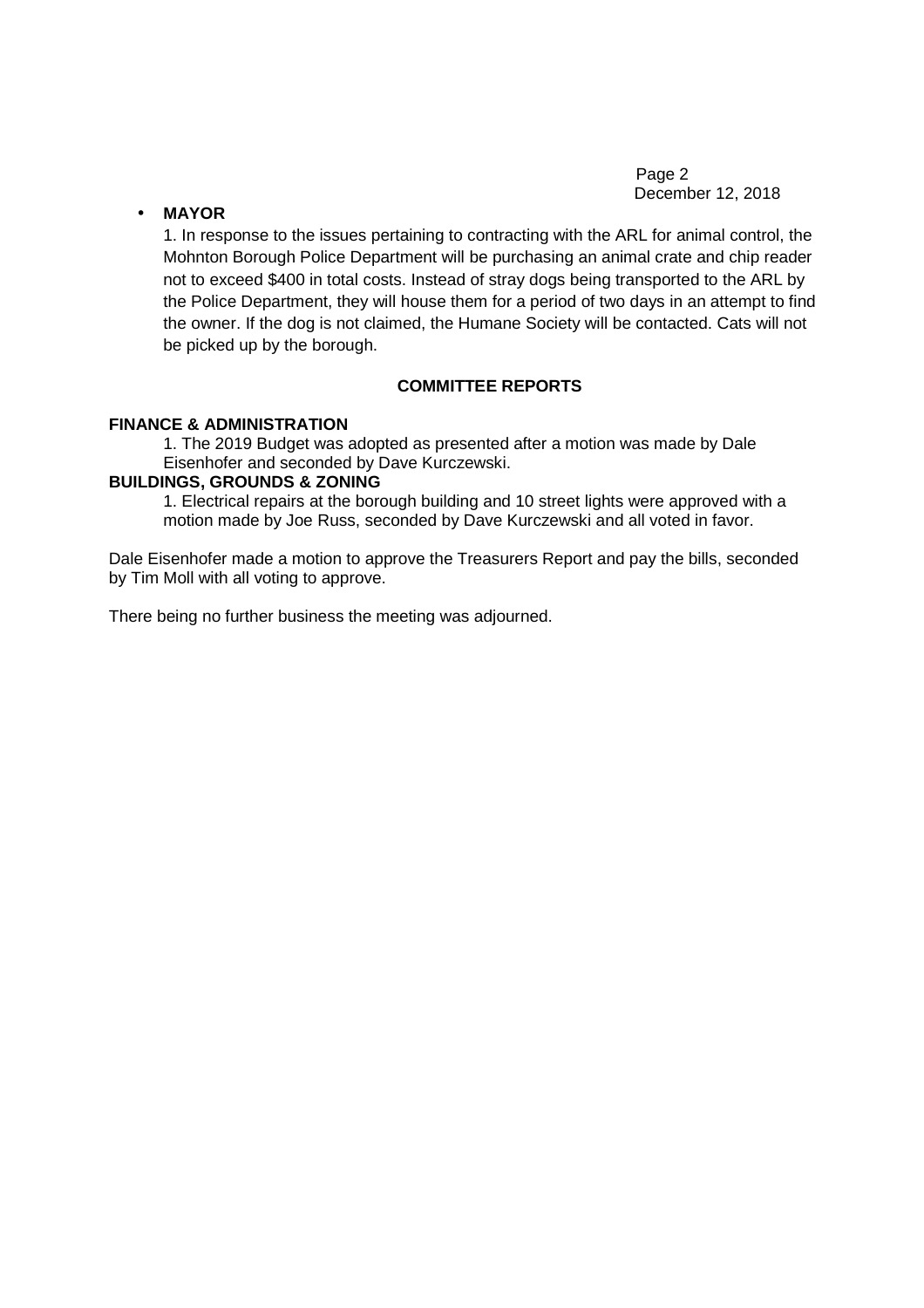- **MAYOR**

  1. In response to the issues pertaining to contracting with the ARL for animal control, the Mohnton Borough Police Department will be purchasing an animal crate and chip reader not to exceed $400 in total costs. Instead of stray dogs being transported to the ARL by the Police Department, they will house them for a period of two days in an attempt to find the owner. If the dog is not claimed, the Humane Society will be contacted. Cats will not be picked up by the borough.

## COMMITTEE REPORTS

**FINANCE & ADMINISTRATION**

1. The 2019 Budget was adopted as presented after a motion was made by Dale Eisenhofer and seconded by Dave Kurczewski.

**BUILDINGS, GROUNDS & ZONING**

1. Electrical repairs at the borough building and 10 street lights were approved with a motion made by Joe Russ, seconded by Dave Kurczewski and all voted in favor.

Dale Eisenhofer made a motion to approve the Treasurers Report and pay the bills, seconded by Tim Moll with all voting to approve.

There being no further business the meeting was adjourned.